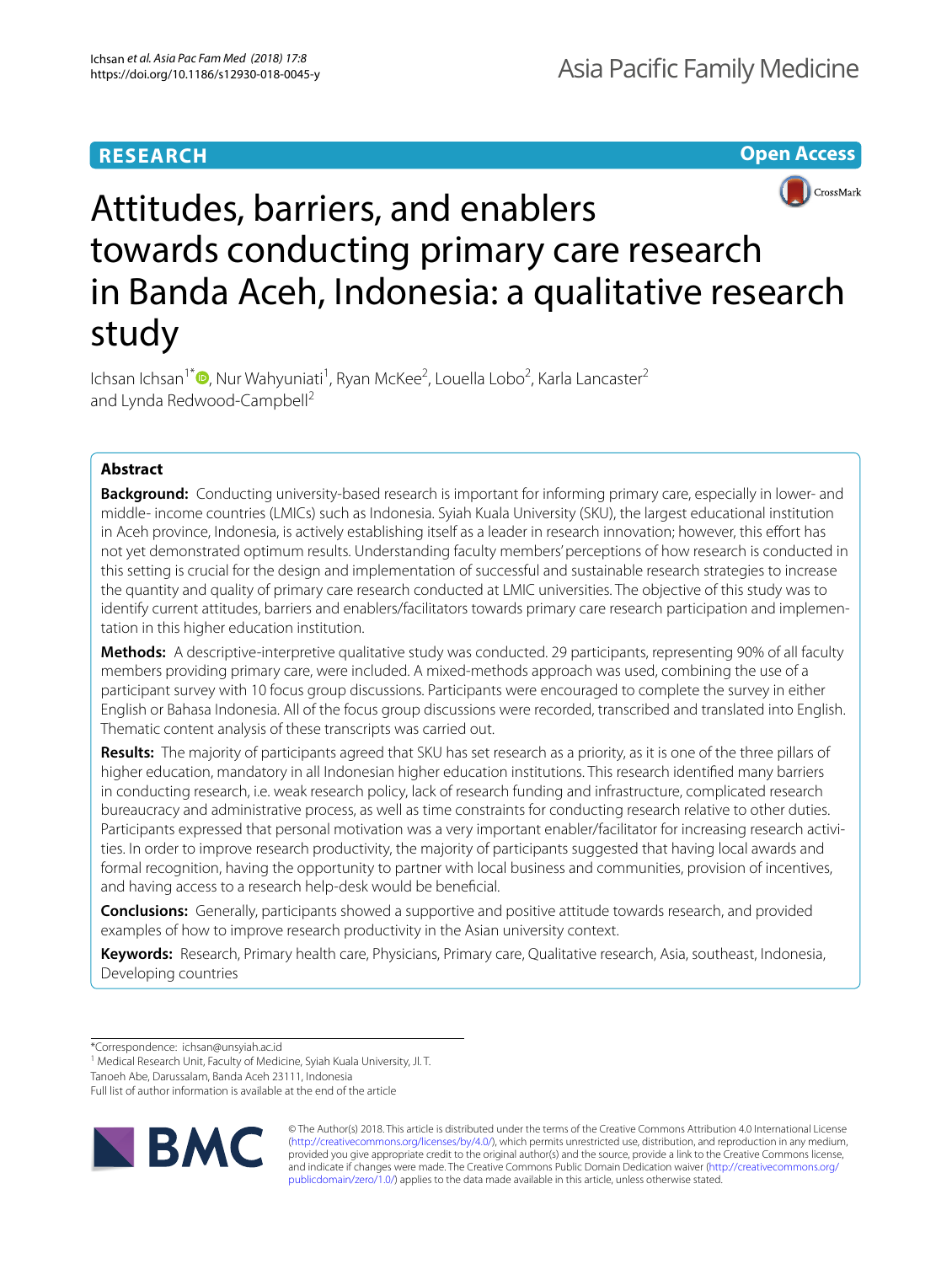**RESEARCH** **Open Access**

# Attitudes, barriers, and enablers towards conducting primary care research in Banda Aceh, Indonesia: a qualitative research study

Ichsan Ichsan[1*], Nur Wahyuniati[1], Ryan McKee[2], Louella Lobo[2], Karla Lancaster[2] and Lynda Redwood-Campbell[2]

## Abstract

**Background:** Conducting university-based research is important for informing primary care, especially in lower- and middle- income countries (LMICs) such as Indonesia. Syiah Kuala University (SKU), the largest educational institution in Aceh province, Indonesia, is actively establishing itself as a leader in research innovation; however, this effort has not yet demonstrated optimum results. Understanding faculty members' perceptions of how research is conducted in this setting is crucial for the design and implementation of successful and sustainable research strategies to increase the quantity and quality of primary care research conducted at LMIC universities. The objective of this study was to identify current attitudes, barriers and enablers/facilitators towards primary care research participation and implementation in this higher education institution.

**Methods:** A descriptive-interpretive qualitative study was conducted. 29 participants, representing 90% of all faculty members providing primary care, were included. A mixed-methods approach was used, combining the use of a participant survey with 10 focus group discussions. Participants were encouraged to complete the survey in either English or Bahasa Indonesia. All of the focus group discussions were recorded, transcribed and translated into English. Thematic content analysis of these transcripts was carried out.

**Results:** The majority of participants agreed that SKU has set research as a priority, as it is one of the three pillars of higher education, mandatory in all Indonesian higher education institutions. This research identified many barriers in conducting research, i.e. weak research policy, lack of research funding and infrastructure, complicated research bureaucracy and administrative process, as well as time constraints for conducting research relative to other duties. Participants expressed that personal motivation was a very important enabler/facilitator for increasing research activities. In order to improve research productivity, the majority of participants suggested that having local awards and formal recognition, having the opportunity to partner with local business and communities, provision of incentives, and having access to a research help-desk would be beneficial.

**Conclusions:** Generally, participants showed a supportive and positive attitude towards research, and provided examples of how to improve research productivity in the Asian university context.

**Keywords:** Research, Primary health care, Physicians, Primary care, Qualitative research, Asia, southeast, Indonesia, Developing countries

*Correspondence: ichsan@unsyiah.ac.id
[1] Medical Research Unit, Faculty of Medicine, Syiah Kuala University, Jl. T. Tanoeh Abe, Darussalam, Banda Aceh 23111, Indonesia
Full list of author information is available at the end of the article

© The Author(s) 2018. This article is distributed under the terms of the Creative Commons Attribution 4.0 International License (http://creativecommons.org/licenses/by/4.0/), which permits unrestricted use, distribution, and reproduction in any medium, provided you give appropriate credit to the original author(s) and the source, provide a link to the Creative Commons license, and indicate if changes were made. The Creative Commons Public Domain Dedication waiver (http://creativecommons.org/publicdomain/zero/1.0/) applies to the data made available in this article, unless otherwise stated.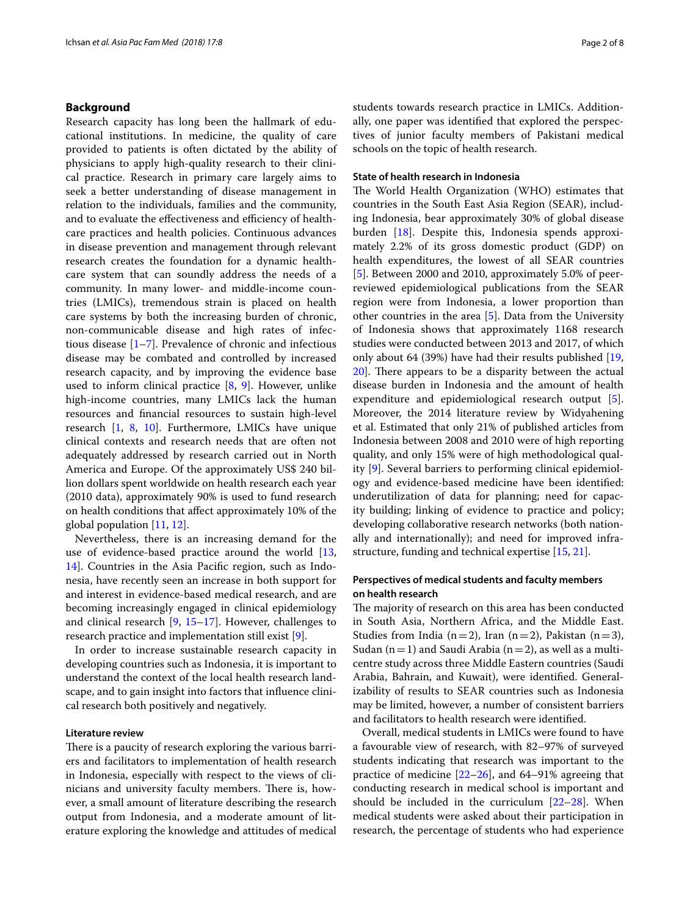## Background

Research capacity has long been the hallmark of educational institutions. In medicine, the quality of care provided to patients is often dictated by the ability of physicians to apply high-quality research to their clinical practice. Research in primary care largely aims to seek a better understanding of disease management in relation to the individuals, families and the community, and to evaluate the effectiveness and efficiency of healthcare practices and health policies. Continuous advances in disease prevention and management through relevant research creates the foundation for a dynamic healthcare system that can soundly address the needs of a community. In many lower- and middle-income countries (LMICs), tremendous strain is placed on health care systems by both the increasing burden of chronic, non-communicable disease and high rates of infectious disease [1–7]. Prevalence of chronic and infectious disease may be combated and controlled by increased research capacity, and by improving the evidence base used to inform clinical practice [8, 9]. However, unlike high-income countries, many LMICs lack the human resources and financial resources to sustain high-level research [1, 8, 10]. Furthermore, LMICs have unique clinical contexts and research needs that are often not adequately addressed by research carried out in North America and Europe. Of the approximately US$ 240 billion dollars spent worldwide on health research each year (2010 data), approximately 90% is used to fund research on health conditions that affect approximately 10% of the global population [11, 12].

Nevertheless, there is an increasing demand for the use of evidence-based practice around the world [13, 14]. Countries in the Asia Pacific region, such as Indonesia, have recently seen an increase in both support for and interest in evidence-based medical research, and are becoming increasingly engaged in clinical epidemiology and clinical research [9, 15–17]. However, challenges to research practice and implementation still exist [9].

In order to increase sustainable research capacity in developing countries such as Indonesia, it is important to understand the context of the local health research landscape, and to gain insight into factors that influence clinical research both positively and negatively.

### Literature review

There is a paucity of research exploring the various barriers and facilitators to implementation of health research in Indonesia, especially with respect to the views of clinicians and university faculty members. There is, however, a small amount of literature describing the research output from Indonesia, and a moderate amount of literature exploring the knowledge and attitudes of medical students towards research practice in LMICs. Additionally, one paper was identified that explored the perspectives of junior faculty members of Pakistani medical schools on the topic of health research.

### State of health research in Indonesia

The World Health Organization (WHO) estimates that countries in the South East Asia Region (SEAR), including Indonesia, bear approximately 30% of global disease burden [18]. Despite this, Indonesia spends approximately 2.2% of its gross domestic product (GDP) on health expenditures, the lowest of all SEAR countries [5]. Between 2000 and 2010, approximately 5.0% of peer-reviewed epidemiological publications from the SEAR region were from Indonesia, a lower proportion than other countries in the area [5]. Data from the University of Indonesia shows that approximately 1168 research studies were conducted between 2013 and 2017, of which only about 64 (39%) have had their results published [19, 20]. There appears to be a disparity between the actual disease burden in Indonesia and the amount of health expenditure and epidemiological research output [5]. Moreover, the 2014 literature review by Widyahening et al. Estimated that only 21% of published articles from Indonesia between 2008 and 2010 were of high reporting quality, and only 15% were of high methodological quality [9]. Several barriers to performing clinical epidemiology and evidence-based medicine have been identified: underutilization of data for planning; need for capacity building; linking of evidence to practice and policy; developing collaborative research networks (both nationally and internationally); and need for improved infrastructure, funding and technical expertise [15, 21].

### Perspectives of medical students and faculty members on health research

The majority of research on this area has been conducted in South Asia, Northern Africa, and the Middle East. Studies from India (n = 2), Iran (n = 2), Pakistan (n = 3), Sudan (n = 1) and Saudi Arabia (n = 2), as well as a multi-centre study across three Middle Eastern countries (Saudi Arabia, Bahrain, and Kuwait), were identified. Generalizability of results to SEAR countries such as Indonesia may be limited, however, a number of consistent barriers and facilitators to health research were identified.

Overall, medical students in LMICs were found to have a favourable view of research, with 82–97% of surveyed students indicating that research was important to the practice of medicine [22–26], and 64–91% agreeing that conducting research in medical school is important and should be included in the curriculum [22–28]. When medical students were asked about their participation in research, the percentage of students who had experience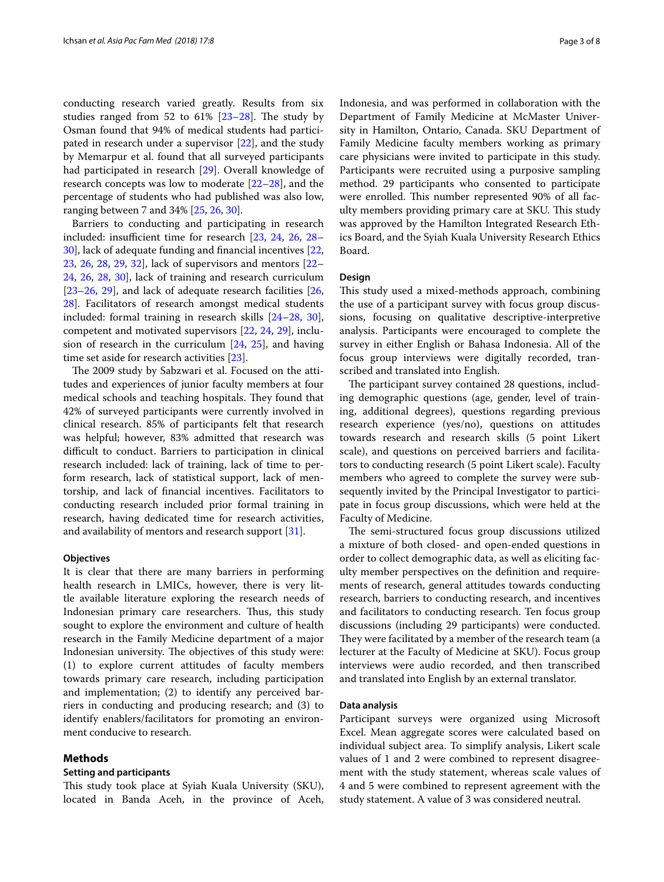conducting research varied greatly. Results from six studies ranged from 52 to 61% [23–28]. The study by Osman found that 94% of medical students had participated in research under a supervisor [22], and the study by Memarpur et al. found that all surveyed participants had participated in research [29]. Overall knowledge of research concepts was low to moderate [22–28], and the percentage of students who had published was also low, ranging between 7 and 34% [25, 26, 30].

Barriers to conducting and participating in research included: insufficient time for research [23, 24, 26, 28–30], lack of adequate funding and financial incentives [22, 23, 26, 28, 29, 32], lack of supervisors and mentors [22–24, 26, 28, 30], lack of training and research curriculum [23–26, 29], and lack of adequate research facilities [26, 28]. Facilitators of research amongst medical students included: formal training in research skills [24–28, 30], competent and motivated supervisors [22, 24, 29], inclusion of research in the curriculum [24, 25], and having time set aside for research activities [23].

The 2009 study by Sabzwari et al. Focused on the attitudes and experiences of junior faculty members at four medical schools and teaching hospitals. They found that 42% of surveyed participants were currently involved in clinical research. 85% of participants felt that research was helpful; however, 83% admitted that research was difficult to conduct. Barriers to participation in clinical research included: lack of training, lack of time to perform research, lack of statistical support, lack of mentorship, and lack of financial incentives. Facilitators to conducting research included prior formal training in research, having dedicated time for research activities, and availability of mentors and research support [31].

### Objectives

It is clear that there are many barriers in performing health research in LMICs, however, there is very little available literature exploring the research needs of Indonesian primary care researchers. Thus, this study sought to explore the environment and culture of health research in the Family Medicine department of a major Indonesian university. The objectives of this study were: (1) to explore current attitudes of faculty members towards primary care research, including participation and implementation; (2) to identify any perceived barriers in conducting and producing research; and (3) to identify enablers/facilitators for promoting an environment conducive to research.

## Methods

### Setting and participants

This study took place at Syiah Kuala University (SKU), located in Banda Aceh, in the province of Aceh, Indonesia, and was performed in collaboration with the Department of Family Medicine at McMaster University in Hamilton, Ontario, Canada. SKU Department of Family Medicine faculty members working as primary care physicians were invited to participate in this study. Participants were recruited using a purposive sampling method. 29 participants who consented to participate were enrolled. This number represented 90% of all faculty members providing primary care at SKU. This study was approved by the Hamilton Integrated Research Ethics Board, and the Syiah Kuala University Research Ethics Board.

### Design

This study used a mixed-methods approach, combining the use of a participant survey with focus group discussions, focusing on qualitative descriptive-interpretive analysis. Participants were encouraged to complete the survey in either English or Bahasa Indonesia. All of the focus group interviews were digitally recorded, transcribed and translated into English.

The participant survey contained 28 questions, including demographic questions (age, gender, level of training, additional degrees), questions regarding previous research experience (yes/no), questions on attitudes towards research and research skills (5 point Likert scale), and questions on perceived barriers and facilitators to conducting research (5 point Likert scale). Faculty members who agreed to complete the survey were subsequently invited by the Principal Investigator to participate in focus group discussions, which were held at the Faculty of Medicine.

The semi-structured focus group discussions utilized a mixture of both closed- and open-ended questions in order to collect demographic data, as well as eliciting faculty member perspectives on the definition and requirements of research, general attitudes towards conducting research, barriers to conducting research, and incentives and facilitators to conducting research. Ten focus group discussions (including 29 participants) were conducted. They were facilitated by a member of the research team (a lecturer at the Faculty of Medicine at SKU). Focus group interviews were audio recorded, and then transcribed and translated into English by an external translator.

### Data analysis

Participant surveys were organized using Microsoft Excel. Mean aggregate scores were calculated based on individual subject area. To simplify analysis, Likert scale values of 1 and 2 were combined to represent disagreement with the study statement, whereas scale values of 4 and 5 were combined to represent agreement with the study statement. A value of 3 was considered neutral.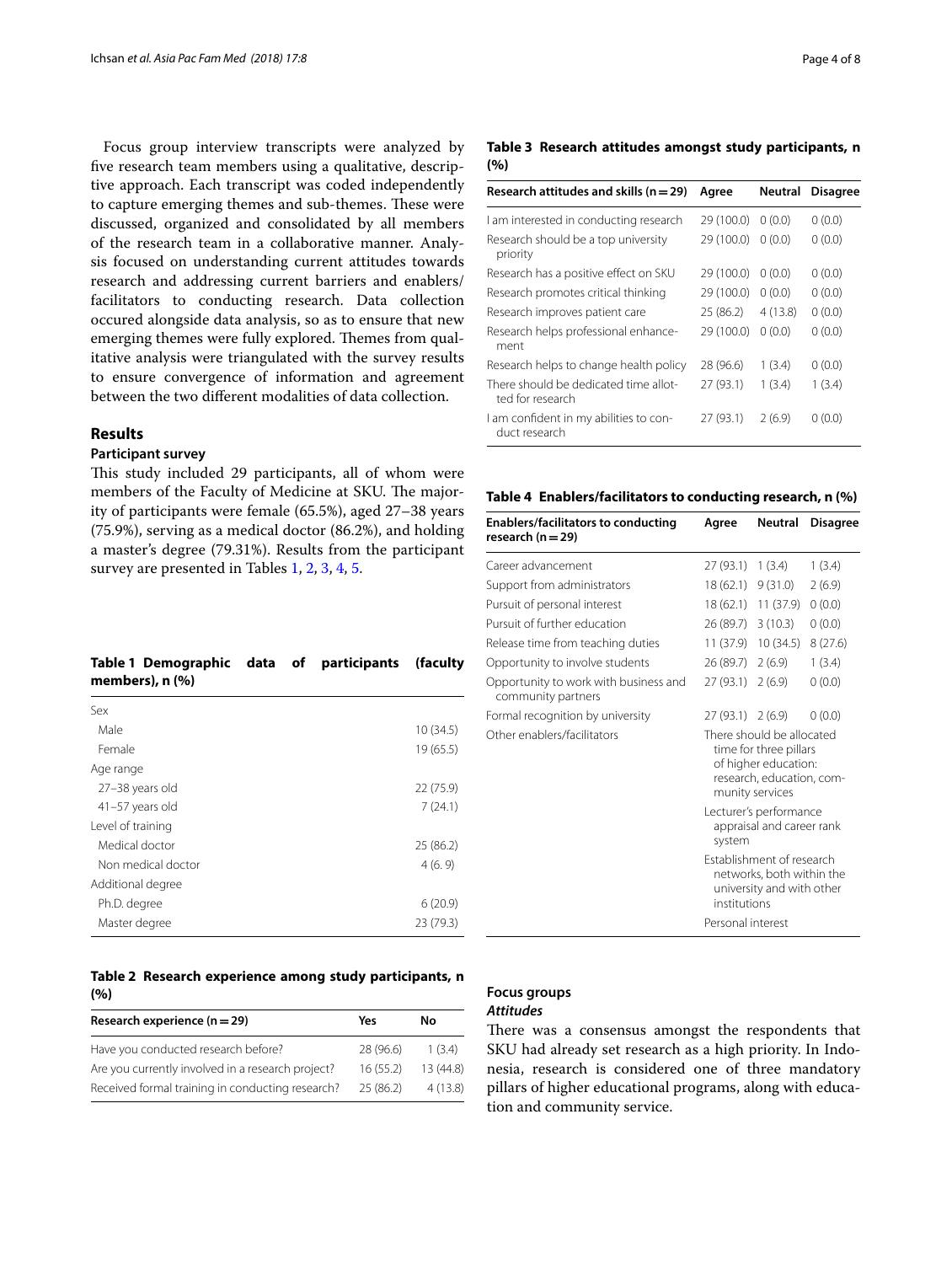Focus group interview transcripts were analyzed by five research team members using a qualitative, descriptive approach. Each transcript was coded independently to capture emerging themes and sub-themes. These were discussed, organized and consolidated by all members of the research team in a collaborative manner. Analysis focused on understanding current attitudes towards research and addressing current barriers and enablers/facilitators to conducting research. Data collection occured alongside data analysis, so as to ensure that new emerging themes were fully explored. Themes from qualitative analysis were triangulated with the survey results to ensure convergence of information and agreement between the two different modalities of data collection.

## Results

### Participant survey

This study included 29 participants, all of whom were members of the Faculty of Medicine at SKU. The majority of participants were female (65.5%), aged 27–38 years (75.9%), serving as a medical doctor (86.2%), and holding a master's degree (79.31%). Results from the participant survey are presented in Tables 1, 2, 3, 4, 5.

**Table 1 Demographic data of participants (faculty members), n (%)**

| | |
|---|---|
| Sex | |
| Male | 10 (34.5) |
| Female | 19 (65.5) |
| Age range | |
| 27–38 years old | 22 (75.9) |
| 41–57 years old | 7 (24.1) |
| Level of training | |
| Medical doctor | 25 (86.2) |
| Non medical doctor | 4 (6. 9) |
| Additional degree | |
| Ph.D. degree | 6 (20.9) |
| Master degree | 23 (79.3) |

**Table 2 Research experience among study participants, n (%)**

| Research experience (n = 29) | Yes | No |
|---|---|---|
| Have you conducted research before? | 28 (96.6) | 1 (3.4) |
| Are you currently involved in a research project? | 16 (55.2) | 13 (44.8) |
| Received formal training in conducting research? | 25 (86.2) | 4 (13.8) |

**Table 3 Research attitudes amongst study participants, n (%)**

| Research attitudes and skills (n = 29) | Agree | Neutral | Disagree |
|---|---|---|---|
| I am interested in conducting research | 29 (100.0) | 0 (0.0) | 0 (0.0) |
| Research should be a top university priority | 29 (100.0) | 0 (0.0) | 0 (0.0) |
| Research has a positive effect on SKU | 29 (100.0) | 0 (0.0) | 0 (0.0) |
| Research promotes critical thinking | 29 (100.0) | 0 (0.0) | 0 (0.0) |
| Research improves patient care | 25 (86.2) | 4 (13.8) | 0 (0.0) |
| Research helps professional enhancement | 29 (100.0) | 0 (0.0) | 0 (0.0) |
| Research helps to change health policy | 28 (96.6) | 1 (3.4) | 0 (0.0) |
| There should be dedicated time allotted for research | 27 (93.1) | 1 (3.4) | 1 (3.4) |
| I am confident in my abilities to conduct research | 27 (93.1) | 2 (6.9) | 0 (0.0) |

**Table 4 Enablers/facilitators to conducting research, n (%)**

| Enablers/facilitators to conducting research (n = 29) | Agree | Neutral | Disagree |
|---|---|---|---|
| Career advancement | 27 (93.1) | 1 (3.4) | 1 (3.4) |
| Support from administrators | 18 (62.1) | 9 (31.0) | 2 (6.9) |
| Pursuit of personal interest | 18 (62.1) | 11 (37.9) | 0 (0.0) |
| Pursuit of further education | 26 (89.7) | 3 (10.3) | 0 (0.0) |
| Release time from teaching duties | 11 (37.9) | 10 (34.5) | 8 (27.6) |
| Opportunity to involve students | 26 (89.7) | 2 (6.9) | 1 (3.4) |
| Opportunity to work with business and community partners | 27 (93.1) | 2 (6.9) | 0 (0.0) |
| Formal recognition by university | 27 (93.1) | 2 (6.9) | 0 (0.0) |
| Other enablers/facilitators | There should be allocated time for three pillars of higher education: research, education, community services | | |
| | Lecturer's performance appraisal and career rank system | | |
| | Establishment of research networks, both within the university and with other institutions | | |
| | Personal interest | | |

### Focus groups

#### *Attitudes*

There was a consensus amongst the respondents that SKU had already set research as a high priority. In Indonesia, research is considered one of three mandatory pillars of higher educational programs, along with education and community service.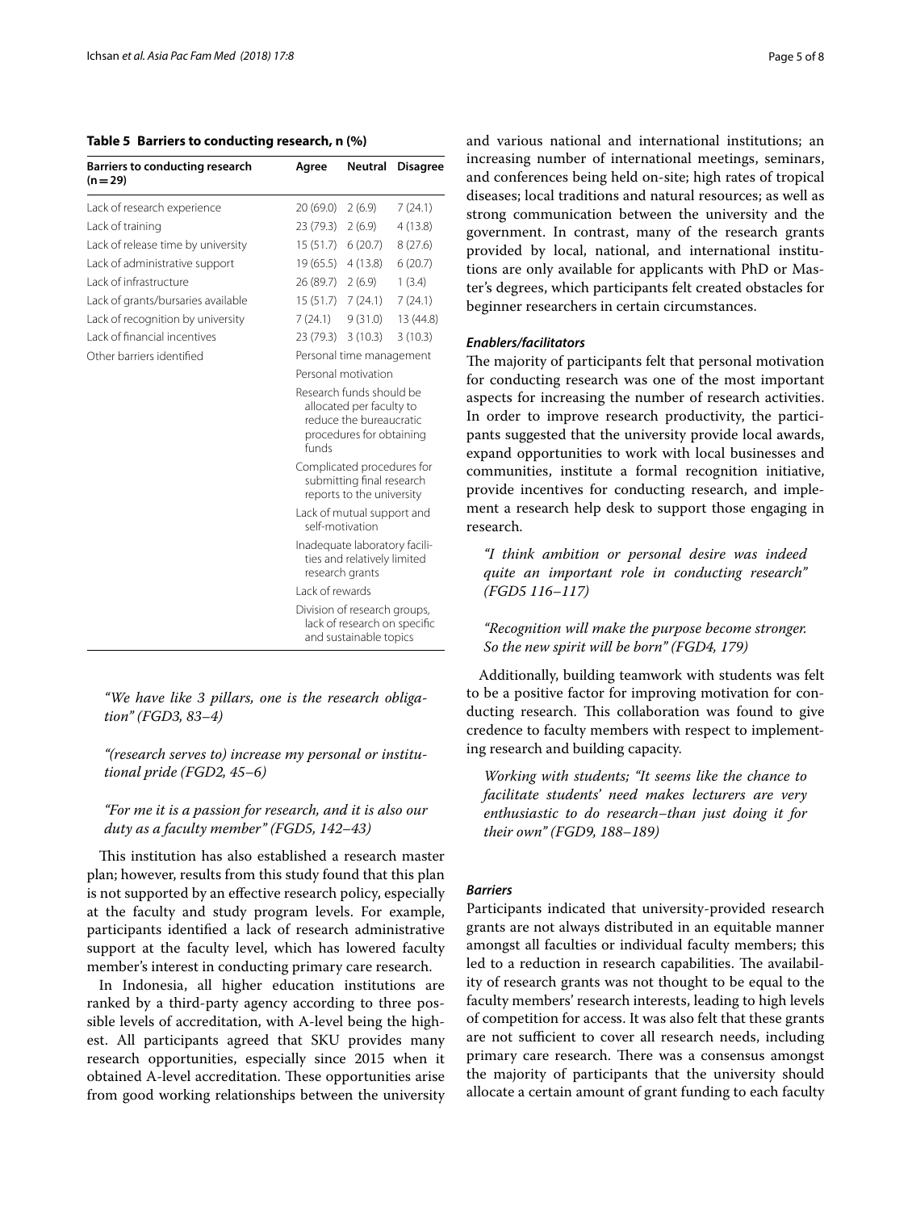**Table 5 Barriers to conducting research, n (%)**

| Barriers to conducting research (n = 29) | Agree | Neutral | Disagree |
|---|---|---|---|
| Lack of research experience | 20 (69.0) | 2 (6.9) | 7 (24.1) |
| Lack of training | 23 (79.3) | 2 (6.9) | 4 (13.8) |
| Lack of release time by university | 15 (51.7) | 6 (20.7) | 8 (27.6) |
| Lack of administrative support | 19 (65.5) | 4 (13.8) | 6 (20.7) |
| Lack of infrastructure | 26 (89.7) | 2 (6.9) | 1 (3.4) |
| Lack of grants/bursaries available | 15 (51.7) | 7 (24.1) | 7 (24.1) |
| Lack of recognition by university | 7 (24.1) | 9 (31.0) | 13 (44.8) |
| Lack of financial incentives | 23 (79.3) | 3 (10.3) | 3 (10.3) |
| Other barriers identified | Personal time management | | |
| | Personal motivation | | |
| | Research funds should be allocated per faculty to reduce the bureaucratic procedures for obtaining funds | | |
| | Complicated procedures for submitting final research reports to the university | | |
| | Lack of mutual support and self-motivation | | |
| | Inadequate laboratory facilities and relatively limited research grants | | |
| | Lack of rewards | | |
| | Division of research groups, lack of research on specific and sustainable topics | | |

*"We have like 3 pillars, one is the research obligation" (FGD3, 83–4)*

*"(research serves to) increase my personal or institutional pride (FGD2, 45–6)*

*"For me it is a passion for research, and it is also our duty as a faculty member" (FGD5, 142–43)*

This institution has also established a research master plan; however, results from this study found that this plan is not supported by an effective research policy, especially at the faculty and study program levels. For example, participants identified a lack of research administrative support at the faculty level, which has lowered faculty member's interest in conducting primary care research.

In Indonesia, all higher education institutions are ranked by a third-party agency according to three possible levels of accreditation, with A-level being the highest. All participants agreed that SKU provides many research opportunities, especially since 2015 when it obtained A-level accreditation. These opportunities arise from good working relationships between the university and various national and international institutions; an increasing number of international meetings, seminars, and conferences being held on-site; high rates of tropical diseases; local traditions and natural resources; as well as strong communication between the university and the government. In contrast, many of the research grants provided by local, national, and international institutions are only available for applicants with PhD or Master's degrees, which participants felt created obstacles for beginner researchers in certain circumstances.

#### *Enablers/facilitators*

The majority of participants felt that personal motivation for conducting research was one of the most important aspects for increasing the number of research activities. In order to improve research productivity, the participants suggested that the university provide local awards, expand opportunities to work with local businesses and communities, institute a formal recognition initiative, provide incentives for conducting research, and implement a research help desk to support those engaging in research.

*"I think ambition or personal desire was indeed quite an important role in conducting research" (FGD5 116–117)*

*"Recognition will make the purpose become stronger. So the new spirit will be born" (FGD4, 179)*

Additionally, building teamwork with students was felt to be a positive factor for improving motivation for conducting research. This collaboration was found to give credence to faculty members with respect to implementing research and building capacity.

*Working with students; "It seems like the chance to facilitate students' need makes lecturers are very enthusiastic to do research–than just doing it for their own" (FGD9, 188–189)*

#### *Barriers*

Participants indicated that university-provided research grants are not always distributed in an equitable manner amongst all faculties or individual faculty members; this led to a reduction in research capabilities. The availability of research grants was not thought to be equal to the faculty members' research interests, leading to high levels of competition for access. It was also felt that these grants are not sufficient to cover all research needs, including primary care research. There was a consensus amongst the majority of participants that the university should allocate a certain amount of grant funding to each faculty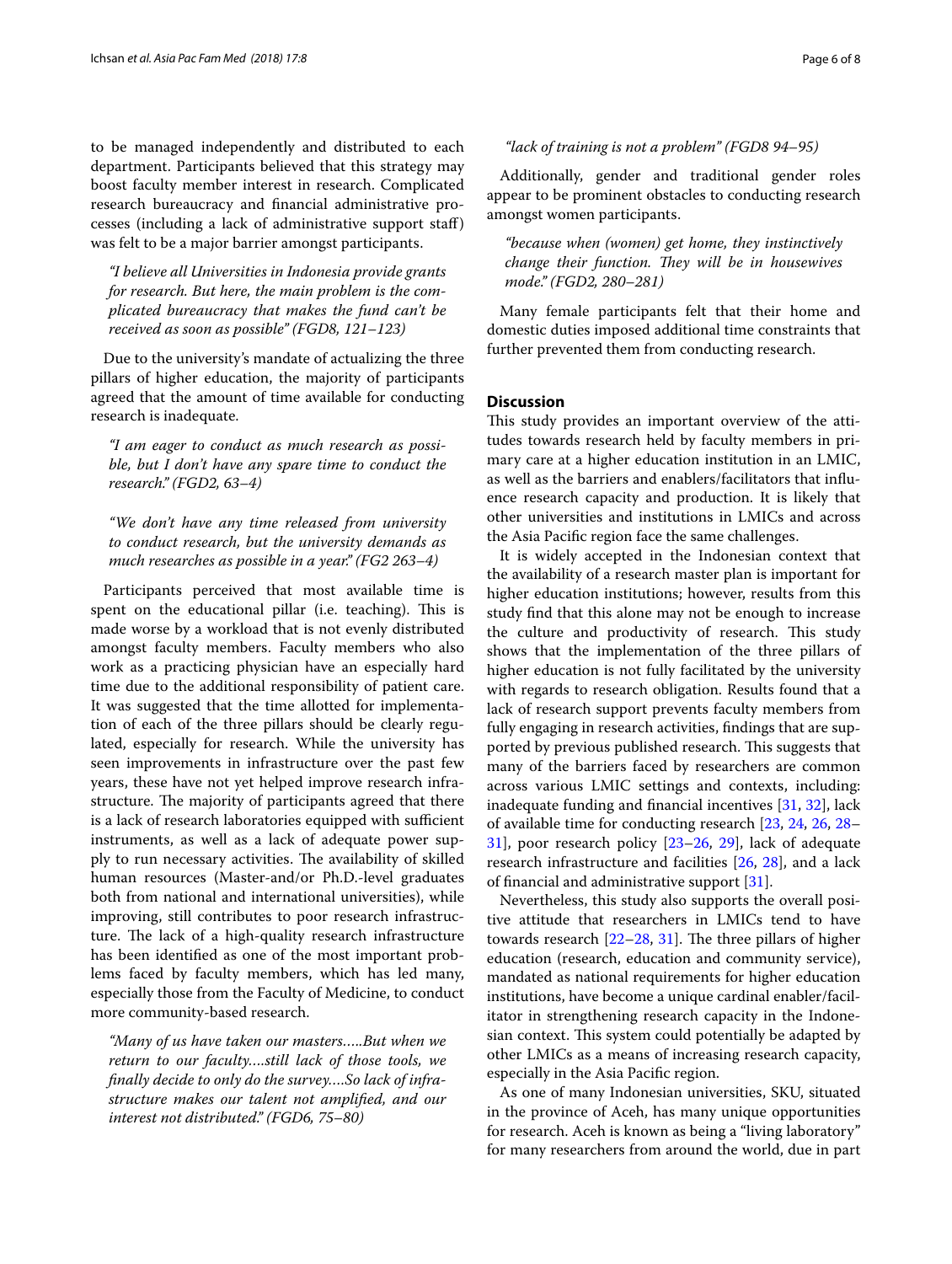to be managed independently and distributed to each department. Participants believed that this strategy may boost faculty member interest in research. Complicated research bureaucracy and financial administrative processes (including a lack of administrative support staff) was felt to be a major barrier amongst participants.

> *"I believe all Universities in Indonesia provide grants for research. But here, the main problem is the complicated bureaucracy that makes the fund can't be received as soon as possible" (FGD8, 121–123)*

Due to the university's mandate of actualizing the three pillars of higher education, the majority of participants agreed that the amount of time available for conducting research is inadequate.

> *"I am eager to conduct as much research as possible, but I don't have any spare time to conduct the research." (FGD2, 63–4)*

> *"We don't have any time released from university to conduct research, but the university demands as much researches as possible in a year." (FG2 263–4)*

Participants perceived that most available time is spent on the educational pillar (i.e. teaching). This is made worse by a workload that is not evenly distributed amongst faculty members. Faculty members who also work as a practicing physician have an especially hard time due to the additional responsibility of patient care. It was suggested that the time allotted for implementation of each of the three pillars should be clearly regulated, especially for research. While the university has seen improvements in infrastructure over the past few years, these have not yet helped improve research infrastructure. The majority of participants agreed that there is a lack of research laboratories equipped with sufficient instruments, as well as a lack of adequate power supply to run necessary activities. The availability of skilled human resources (Master-and/or Ph.D.-level graduates both from national and international universities), while improving, still contributes to poor research infrastructure. The lack of a high-quality research infrastructure has been identified as one of the most important problems faced by faculty members, which has led many, especially those from the Faculty of Medicine, to conduct more community-based research.

> *"Many of us have taken our masters…..But when we return to our faculty….still lack of those tools, we finally decide to only do the survey….So lack of infrastructure makes our talent not amplified, and our interest not distributed." (FGD6, 75–80)*

> *"lack of training is not a problem" (FGD8 94–95)*

Additionally, gender and traditional gender roles appear to be prominent obstacles to conducting research amongst women participants.

> *"because when (women) get home, they instinctively change their function. They will be in housewives mode." (FGD2, 280–281)*

Many female participants felt that their home and domestic duties imposed additional time constraints that further prevented them from conducting research.

## Discussion

This study provides an important overview of the attitudes towards research held by faculty members in primary care at a higher education institution in an LMIC, as well as the barriers and enablers/facilitators that influence research capacity and production. It is likely that other universities and institutions in LMICs and across the Asia Pacific region face the same challenges.

It is widely accepted in the Indonesian context that the availability of a research master plan is important for higher education institutions; however, results from this study find that this alone may not be enough to increase the culture and productivity of research. This study shows that the implementation of the three pillars of higher education is not fully facilitated by the university with regards to research obligation. Results found that a lack of research support prevents faculty members from fully engaging in research activities, findings that are supported by previous published research. This suggests that many of the barriers faced by researchers are common across various LMIC settings and contexts, including: inadequate funding and financial incentives [31, 32], lack of available time for conducting research [23, 24, 26, 28–31], poor research policy [23–26, 29], lack of adequate research infrastructure and facilities [26, 28], and a lack of financial and administrative support [31].

Nevertheless, this study also supports the overall positive attitude that researchers in LMICs tend to have towards research [22–28, 31]. The three pillars of higher education (research, education and community service), mandated as national requirements for higher education institutions, have become a unique cardinal enabler/facilitator in strengthening research capacity in the Indonesian context. This system could potentially be adapted by other LMICs as a means of increasing research capacity, especially in the Asia Pacific region.

As one of many Indonesian universities, SKU, situated in the province of Aceh, has many unique opportunities for research. Aceh is known as being a "living laboratory" for many researchers from around the world, due in part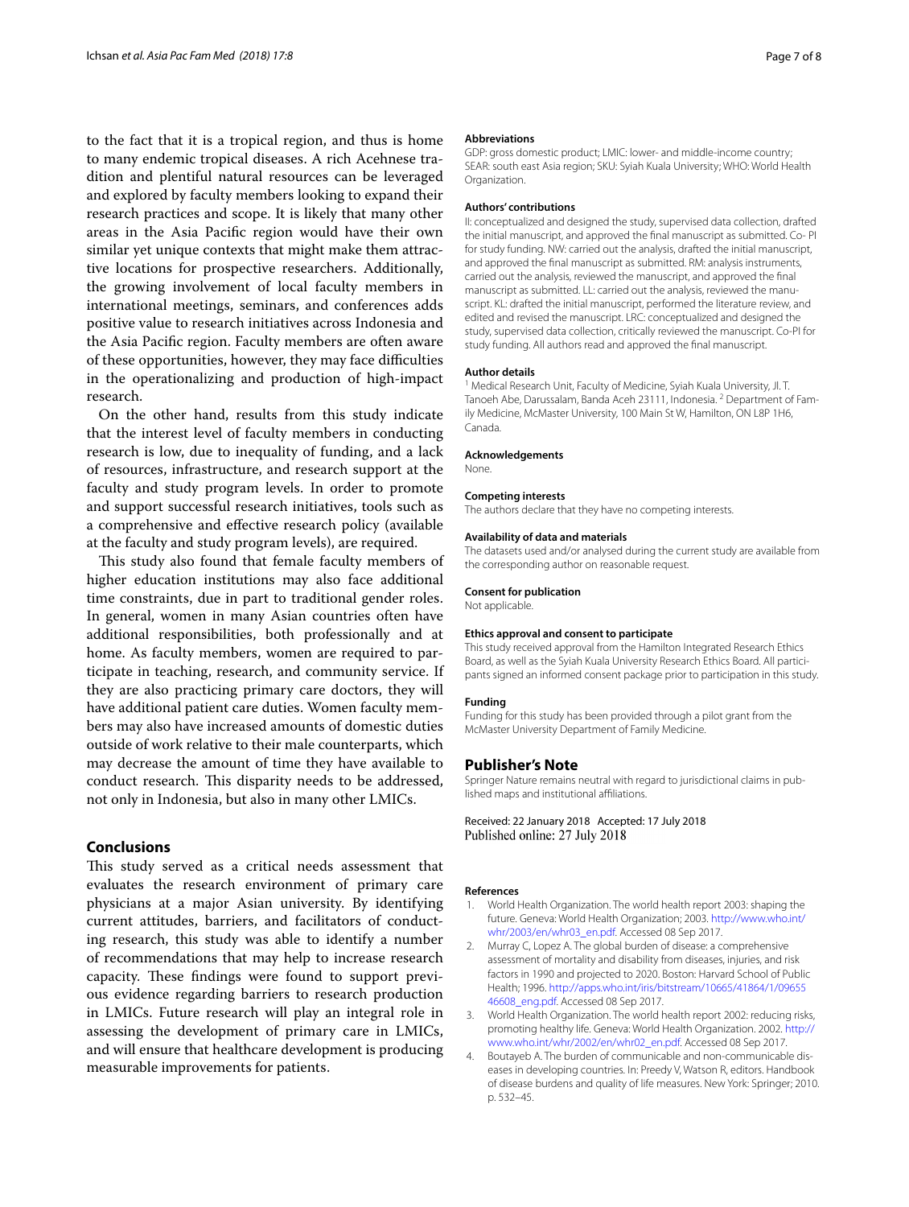to the fact that it is a tropical region, and thus is home to many endemic tropical diseases. A rich Acehnese tradition and plentiful natural resources can be leveraged and explored by faculty members looking to expand their research practices and scope. It is likely that many other areas in the Asia Pacific region would have their own similar yet unique contexts that might make them attractive locations for prospective researchers. Additionally, the growing involvement of local faculty members in international meetings, seminars, and conferences adds positive value to research initiatives across Indonesia and the Asia Pacific region. Faculty members are often aware of these opportunities, however, they may face difficulties in the operationalizing and production of high-impact research.

On the other hand, results from this study indicate that the interest level of faculty members in conducting research is low, due to inequality of funding, and a lack of resources, infrastructure, and research support at the faculty and study program levels. In order to promote and support successful research initiatives, tools such as a comprehensive and effective research policy (available at the faculty and study program levels), are required.

This study also found that female faculty members of higher education institutions may also face additional time constraints, due in part to traditional gender roles. In general, women in many Asian countries often have additional responsibilities, both professionally and at home. As faculty members, women are required to participate in teaching, research, and community service. If they are also practicing primary care doctors, they will have additional patient care duties. Women faculty members may also have increased amounts of domestic duties outside of work relative to their male counterparts, which may decrease the amount of time they have available to conduct research. This disparity needs to be addressed, not only in Indonesia, but also in many other LMICs.

## Conclusions

This study served as a critical needs assessment that evaluates the research environment of primary care physicians at a major Asian university. By identifying current attitudes, barriers, and facilitators of conducting research, this study was able to identify a number of recommendations that may help to increase research capacity. These findings were found to support previous evidence regarding barriers to research production in LMICs. Future research will play an integral role in assessing the development of primary care in LMICs, and will ensure that healthcare development is producing measurable improvements for patients.

#### Abbreviations

GDP: gross domestic product; LMIC: lower- and middle-income country; SEAR: south east Asia region; SKU: Syiah Kuala University; WHO: World Health Organization.

#### Authors' contributions

II: conceptualized and designed the study, supervised data collection, drafted the initial manuscript, and approved the final manuscript as submitted. Co- PI for study funding. NW: carried out the analysis, drafted the initial manuscript, and approved the final manuscript as submitted. RM: analysis instruments, carried out the analysis, reviewed the manuscript, and approved the final manuscript as submitted. LL: carried out the analysis, reviewed the manuscript. KL: drafted the initial manuscript, performed the literature review, and edited and revised the manuscript. LRC: conceptualized and designed the study, supervised data collection, critically reviewed the manuscript. Co-PI for study funding. All authors read and approved the final manuscript.

#### Author details

[1] Medical Research Unit, Faculty of Medicine, Syiah Kuala University, Jl. T. Tanoeh Abe, Darussalam, Banda Aceh 23111, Indonesia. [2] Department of Family Medicine, McMaster University, 100 Main St W, Hamilton, ON L8P 1H6, Canada.

#### Acknowledgements

None.

#### Competing interests

The authors declare that they have no competing interests.

#### Availability of data and materials

The datasets used and/or analysed during the current study are available from the corresponding author on reasonable request.

#### Consent for publication

Not applicable.

#### Ethics approval and consent to participate

This study received approval from the Hamilton Integrated Research Ethics Board, as well as the Syiah Kuala University Research Ethics Board. All participants signed an informed consent package prior to participation in this study.

#### Funding

Funding for this study has been provided through a pilot grant from the McMaster University Department of Family Medicine.

### Publisher's Note

Springer Nature remains neutral with regard to jurisdictional claims in published maps and institutional affiliations.

Received: 22 January 2018 Accepted: 17 July 2018
Published online: 27 July 2018

#### References

1. World Health Organization. The world health report 2003: shaping the future. Geneva: World Health Organization; 2003. http://www.who.int/whr/2003/en/whr03_en.pdf. Accessed 08 Sep 2017.
2. Murray C, Lopez A. The global burden of disease: a comprehensive assessment of mortality and disability from diseases, injuries, and risk factors in 1990 and projected to 2020. Boston: Harvard School of Public Health; 1996. http://apps.who.int/iris/bitstream/10665/41864/1/0965546608_eng.pdf. Accessed 08 Sep 2017.
3. World Health Organization. The world health report 2002: reducing risks, promoting healthy life. Geneva: World Health Organization. 2002. http://www.who.int/whr/2002/en/whr02_en.pdf. Accessed 08 Sep 2017.
4. Boutayeb A. The burden of communicable and non-communicable diseases in developing countries. In: Preedy V, Watson R, editors. Handbook of disease burdens and quality of life measures. New York: Springer; 2010. p. 532–45.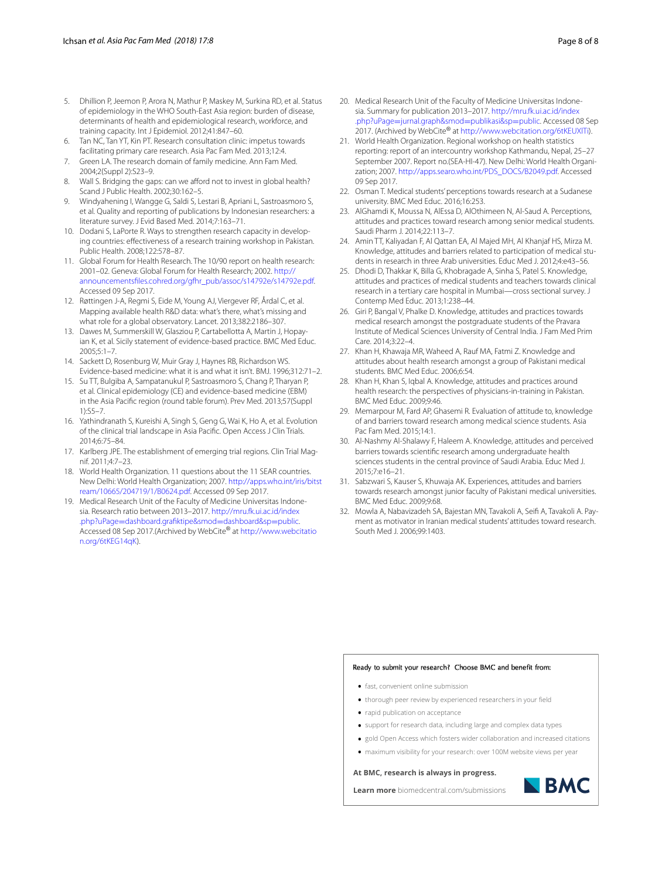5. Dhillion P, Jeemon P, Arora N, Mathur P, Maskey M, Surkina RD, et al. Status of epidemiology in the WHO South-East Asia region: burden of disease, determinants of health and epidemiological research, workforce, and training capacity. Int J Epidemiol. 2012;41:847–60.
6. Tan NC, Tan YT, Kin PT. Research consultation clinic: impetus towards facilitating primary care research. Asia Pac Fam Med. 2013;12:4.
7. Green LA. The research domain of family medicine. Ann Fam Med. 2004;2(Suppl 2):S23–9.
8. Wall S. Bridging the gaps: can we afford not to invest in global health? Scand J Public Health. 2002;30:162–5.
9. Windyahening I, Wangge G, Saldi S, Lestari B, Apriani L, Sastroasmoro S, et al. Quality and reporting of publications by Indonesian researchers: a literature survey. J Evid Based Med. 2014;7:163–71.
10. Dodani S, LaPorte R. Ways to strengthen research capacity in developing countries: effectiveness of a research training workshop in Pakistan. Public Health. 2008;122:578–87.
11. Global Forum for Health Research. The 10/90 report on health research: 2001–02. Geneva: Global Forum for Health Research; 2002. http://announcementsfiles.cohred.org/gfhr_pub/assoc/s14792e/s14792e.pdf. Accessed 09 Sep 2017.
12. Røttingen J-A, Regmi S, Eide M, Young AJ, Viergever RF, Årdal C, et al. Mapping available health R&D data: what's there, what's missing and what role for a global observatory. Lancet. 2013;382:2186–307.
13. Dawes M, Summerskill W, Glasziou P, Cartabellotta A, Martin J, Hopayian K, et al. Sicily statement of evidence-based practice. BMC Med Educ. 2005;5:1–7.
14. Sackett D, Rosenburg W, Muir Gray J, Haynes RB, Richardson WS. Evidence-based medicine: what it is and what it isn't. BMJ. 1996;312:71–2.
15. Su TT, Bulgiba A, Sampatanukul P, Sastroasmoro S, Chang P, Tharyan P, et al. Clinical epidemiology (CE) and evidence-based medicine (EBM) in the Asia Pacific region (round table forum). Prev Med. 2013;57(Suppl 1):S5–7.
16. Yathindranath S, Kureishi A, Singh S, Geng G, Wai K, Ho A, et al. Evolution of the clinical trial landscape in Asia Pacific. Open Access J Clin Trials. 2014;6:75–84.
17. Karlberg JPE. The establishment of emerging trial regions. Clin Trial Magnif. 2011;4:7–23.
18. World Health Organization. 11 questions about the 11 SEAR countries. New Delhi: World Health Organization; 2007. http://apps.who.int/iris/bitstream/10665/204719/1/B0624.pdf. Accessed 09 Sep 2017.
19. Medical Research Unit of the Faculty of Medicine Universitas Indonesia. Research ratio between 2013–2017. http://mru.fk.ui.ac.id/index.php?uPage=dashboard.grafiktipe&smod=dashboard&sp=public. Accessed 08 Sep 2017.(Archived by WebCite® at http://www.webcitation.org/6tKEG14qK).
20. Medical Research Unit of the Faculty of Medicine Universitas Indonesia. Summary for publication 2013–2017. http://mru.fk.ui.ac.id/index.php?uPage=jurnal.graph&smod=publikasi&sp=public. Accessed 08 Sep 2017. (Archived by WebCite® at http://www.webcitation.org/6tKEUXITi).
21. World Health Organization. Regional workshop on health statistics reporting: report of an intercountry workshop Kathmandu, Nepal, 25–27 September 2007. Report no.(SEA-HI-47). New Delhi: World Health Organization; 2007. http://apps.searo.who.int/PDS_DOCS/B2049.pdf. Accessed 09 Sep 2017.
22. Osman T. Medical students' perceptions towards research at a Sudanese university. BMC Med Educ. 2016;16:253.
23. AlGhamdi K, Moussa N, AlEssa D, AlOthimeen N, Al-Saud A. Perceptions, attitudes and practices toward research among senior medical students. Saudi Pharm J. 2014;22:113–7.
24. Amin TT, Kaliyadan F, Al Qattan EA, Al Majed MH, Al Khanjaf HS, Mirza M. Knowledge, attitudes and barriers related to participation of medical students in research in three Arab universities. Educ Med J. 2012;4:e43–56.
25. Dhodi D, Thakkar K, Billa G, Khobragade A, Sinha S, Patel S. Knowledge, attitudes and practices of medical students and teachers towards clinical research in a tertiary care hospital in Mumbai—cross sectional survey. J Contemp Med Educ. 2013;1:238–44.
26. Giri P, Bangal V, Phalke D. Knowledge, attitudes and practices towards medical research amongst the postgraduate students of the Pravara Institute of Medical Sciences University of Central India. J Fam Med Prim Care. 2014;3:22–4.
27. Khan H, Khawaja MR, Waheed A, Rauf MA, Fatmi Z. Knowledge and attitudes about health research amongst a group of Pakistani medical students. BMC Med Educ. 2006;6:54.
28. Khan H, Khan S, Iqbal A. Knowledge, attitudes and practices around health research: the perspectives of physicians-in-training in Pakistan. BMC Med Educ. 2009;9:46.
29. Memarpour M, Fard AP, Ghasemi R. Evaluation of attitude to, knowledge of and barriers toward research among medical science students. Asia Pac Fam Med. 2015;14:1.
30. Al-Nashmy Al-Shalawy F, Haleem A. Knowledge, attitudes and perceived barriers towards scientific research among undergraduate health sciences students in the central province of Saudi Arabia. Educ Med J. 2015;7:e16–21.
31. Sabzwari S, Kauser S, Khuwaja AK. Experiences, attitudes and barriers towards research amongst junior faculty of Pakistani medical universities. BMC Med Educ. 2009;9:68.
32. Mowla A, Nabavizadeh SA, Bajestan MN, Tavakoli A, Seifi A, Tavakoli A. Payment as motivator in Iranian medical students' attitudes toward research. South Med J. 2006;99:1403.

Ready to submit your research? Choose BMC and benefit from:

- fast, convenient online submission
- thorough peer review by experienced researchers in your field
- rapid publication on acceptance
- support for research data, including large and complex data types
- gold Open Access which fosters wider collaboration and increased citations
- maximum visibility for your research: over 100M website views per year

**At BMC, research is always in progress.**

**Learn more** biomedcentral.com/submissions

BMC